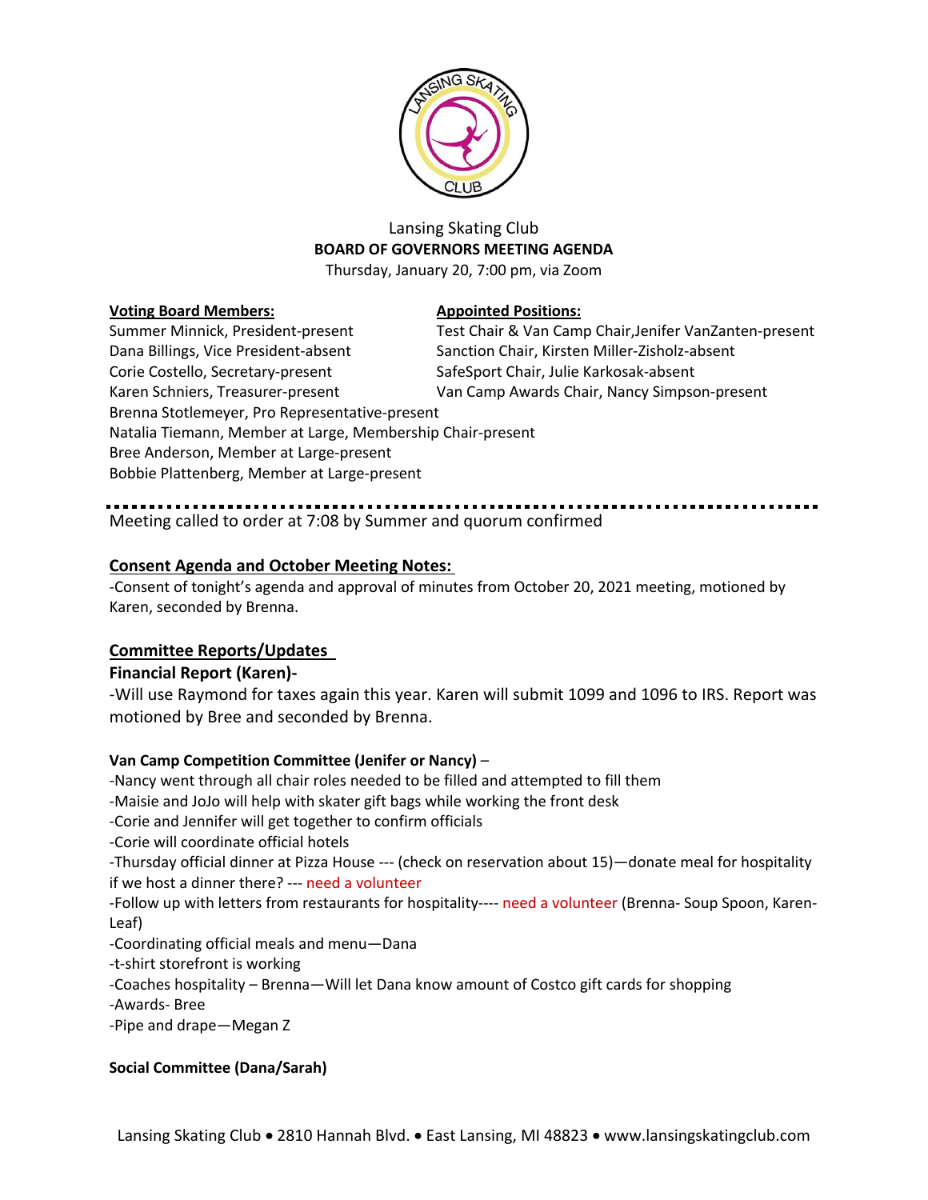Lansing Skating Club
**BOARD OF GOVERNORS MEETING AGENDA**
Thursday, January 20, 7:00 pm, via Zoom

**Voting Board Members:**

Summer Minnick, President-present
Dana Billings, Vice President-absent
Corie Costello, Secretary-present
Karen Schniers, Treasurer-present
Brenna Stotlemeyer, Pro Representative-present
Natalia Tiemann, Member at Large, Membership Chair-present
Bree Anderson, Member at Large-present
Bobbie Plattenberg, Member at Large-present

**Appointed Positions:**

Test Chair & Van Camp Chair,Jenifer VanZanten-present
Sanction Chair, Kirsten Miller-Zisholz-absent
SafeSport Chair, Julie Karkosak-absent
Van Camp Awards Chair, Nancy Simpson-present

---

Meeting called to order at 7:08 by Summer and quorum confirmed

## Consent Agenda and October Meeting Notes:

-Consent of tonight's agenda and approval of minutes from October 20, 2021 meeting, motioned by Karen, seconded by Brenna.

## Committee Reports/Updates

### Financial Report (Karen)-

-Will use Raymond for taxes again this year. Karen will submit 1099 and 1096 to IRS. Report was motioned by Bree and seconded by Brenna.

### Van Camp Competition Committee (Jenifer or Nancy) –

-Nancy went through all chair roles needed to be filled and attempted to fill them
-Maisie and JoJo will help with skater gift bags while working the front desk
-Corie and Jennifer will get together to confirm officials
-Corie will coordinate official hotels
-Thursday official dinner at Pizza House --- (check on reservation about 15)—donate meal for hospitality if we host a dinner there? --- need a volunteer
-Follow up with letters from restaurants for hospitality---- need a volunteer (Brenna- Soup Spoon, Karen-Leaf)
-Coordinating official meals and menu—Dana
-t-shirt storefront is working
-Coaches hospitality – Brenna—Will let Dana know amount of Costco gift cards for shopping
-Awards- Bree
-Pipe and drape—Megan Z

### Social Committee (Dana/Sarah)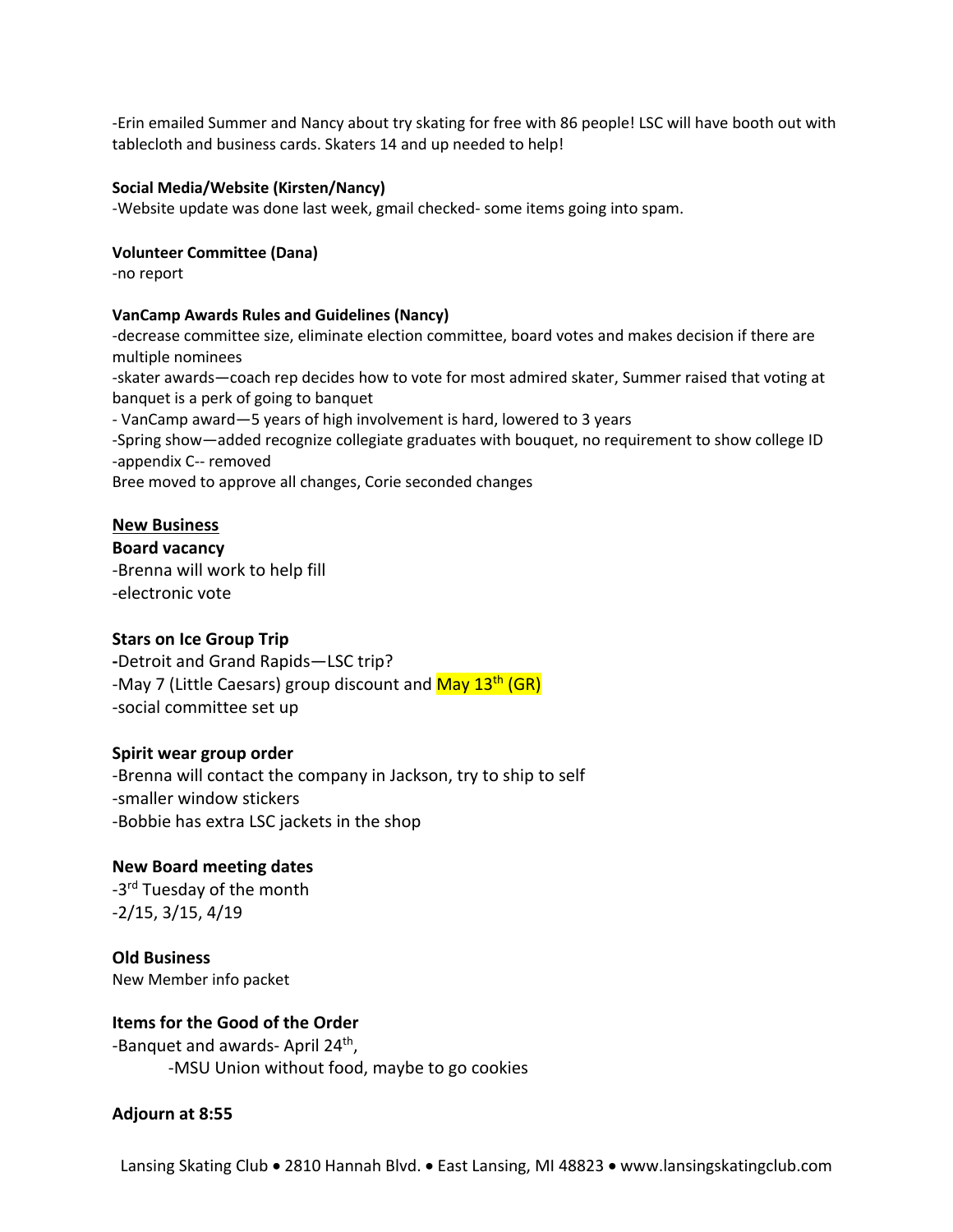-Erin emailed Summer and Nancy about try skating for free with 86 people! LSC will have booth out with tablecloth and business cards. Skaters 14 and up needed to help!

**Social Media/Website (Kirsten/Nancy)**

-Website update was done last week, gmail checked- some items going into spam.

**Volunteer Committee (Dana)**

-no report

**VanCamp Awards Rules and Guidelines (Nancy)**

-decrease committee size, eliminate election committee, board votes and makes decision if there are multiple nominees

-skater awards—coach rep decides how to vote for most admired skater, Summer raised that voting at banquet is a perk of going to banquet

- VanCamp award—5 years of high involvement is hard, lowered to 3 years

-Spring show—added recognize collegiate graduates with bouquet, no requirement to show college ID

-appendix C-- removed

Bree moved to approve all changes, Corie seconded changes

**New Business**

**Board vacancy**

-Brenna will work to help fill

-electronic vote

**Stars on Ice Group Trip**

**-**Detroit and Grand Rapids—LSC trip?

-May 7 (Little Caesars) group discount and May 13th (GR)

-social committee set up

**Spirit wear group order**

-Brenna will contact the company in Jackson, try to ship to self

-smaller window stickers

-Bobbie has extra LSC jackets in the shop

**New Board meeting dates**

-3rd Tuesday of the month

-2/15, 3/15, 4/19

**Old Business**

New Member info packet

**Items for the Good of the Order**

-Banquet and awards- April 24th,

    -MSU Union without food, maybe to go cookies

**Adjourn at 8:55**

Lansing Skating Club • 2810 Hannah Blvd. • East Lansing, MI 48823 • www.lansingskatingclub.com